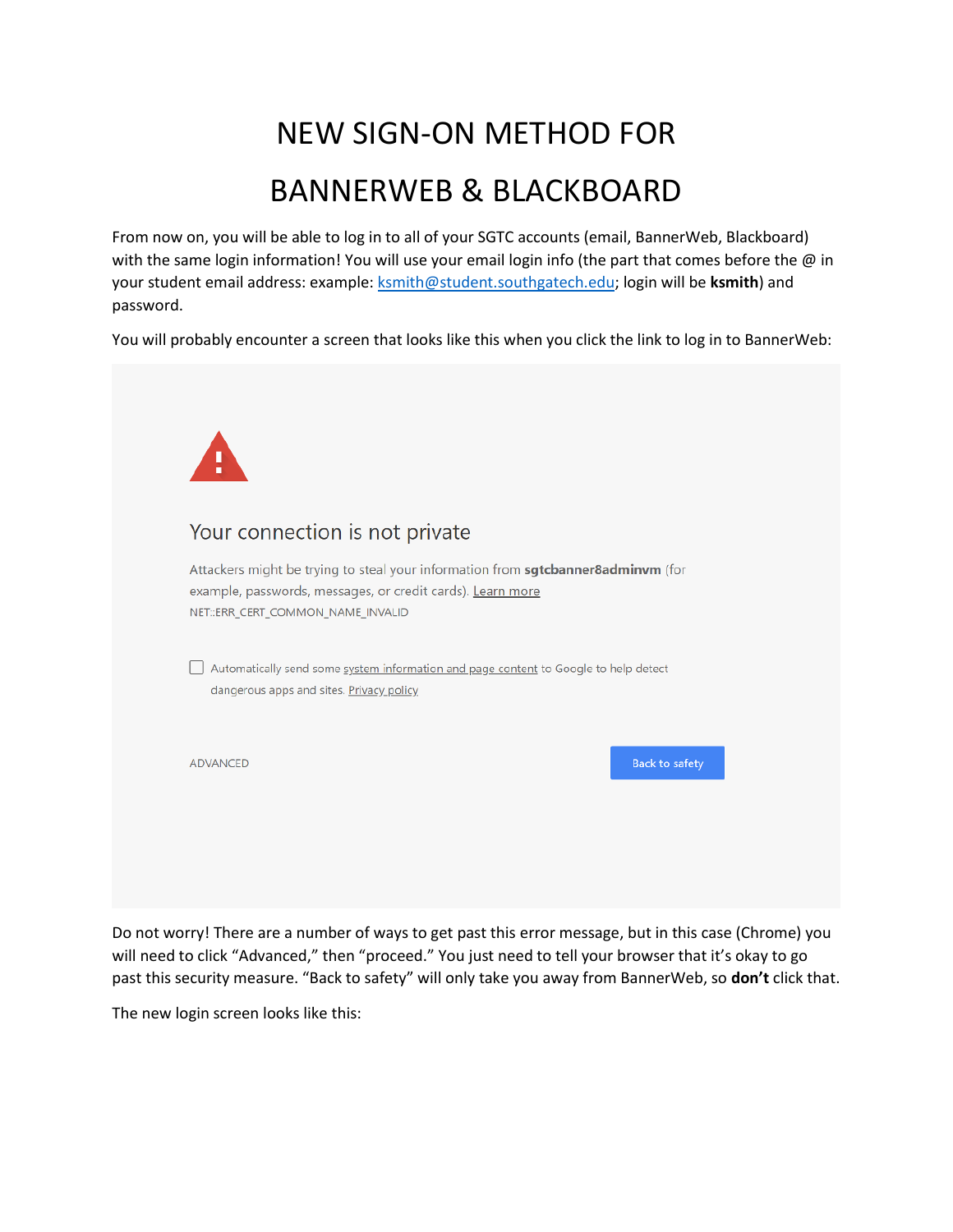# NEW SIGN-ON METHOD FOR BANNERWEB & BLACKBOARD

From now on, you will be able to log in to all of your SGTC accounts (email, BannerWeb, Blackboard) with the same login information! You will use your email login info (the part that comes before the @ in your student email address: example: ksmith@student.southgatech.edu; login will be **ksmith**) and password.

You will probably encounter a screen that looks like this when you click the link to log in to BannerWeb:

Your connection is not private

Attackers might be trying to steal your information from **sgtcbanner8adminvm** (for example, passwords, messages, or credit cards). Learn more

NET::ERR_CERT_COMMON_NAME_INVALID

Automatically send some system information and page content to Google to help detect dangerous apps and sites. Privacy policy

ADVANCED

Back to safety

Do not worry! There are a number of ways to get past this error message, but in this case (Chrome) you will need to click "Advanced," then "proceed." You just need to tell your browser that it's okay to go past this security measure. "Back to safety" will only take you away from BannerWeb, so **don't** click that.

The new login screen looks like this: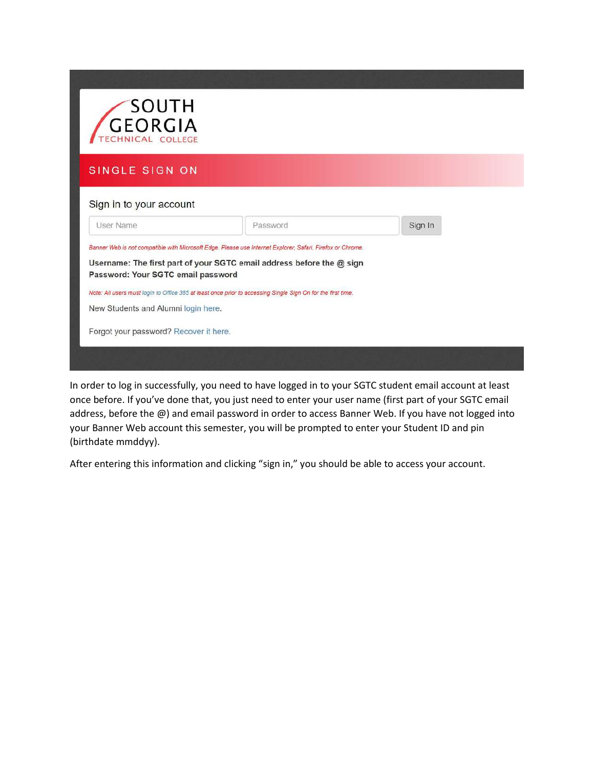SOUTH GEORGIA TECHNICAL COLLEGE

SINGLE SIGN ON

Sign in to your account

User Name | Password | Sign In

*Banner Web is not compatible with Microsoft Edge. Please use Internet Explorer, Safari, Firefox or Chrome.*

**Username: The first part of your SGTC email address before the @ sign**
**Password: Your SGTC email password**

*Note: All users must login to Office 365 at least once prior to accessing Single Sign On for the first time.*

New Students and Alumni login here.

Forgot your password? Recover it here.

In order to log in successfully, you need to have logged in to your SGTC student email account at least once before. If you've done that, you just need to enter your user name (first part of your SGTC email address, before the @) and email password in order to access Banner Web. If you have not logged into your Banner Web account this semester, you will be prompted to enter your Student ID and pin (birthdate mmddyy).

After entering this information and clicking "sign in," you should be able to access your account.